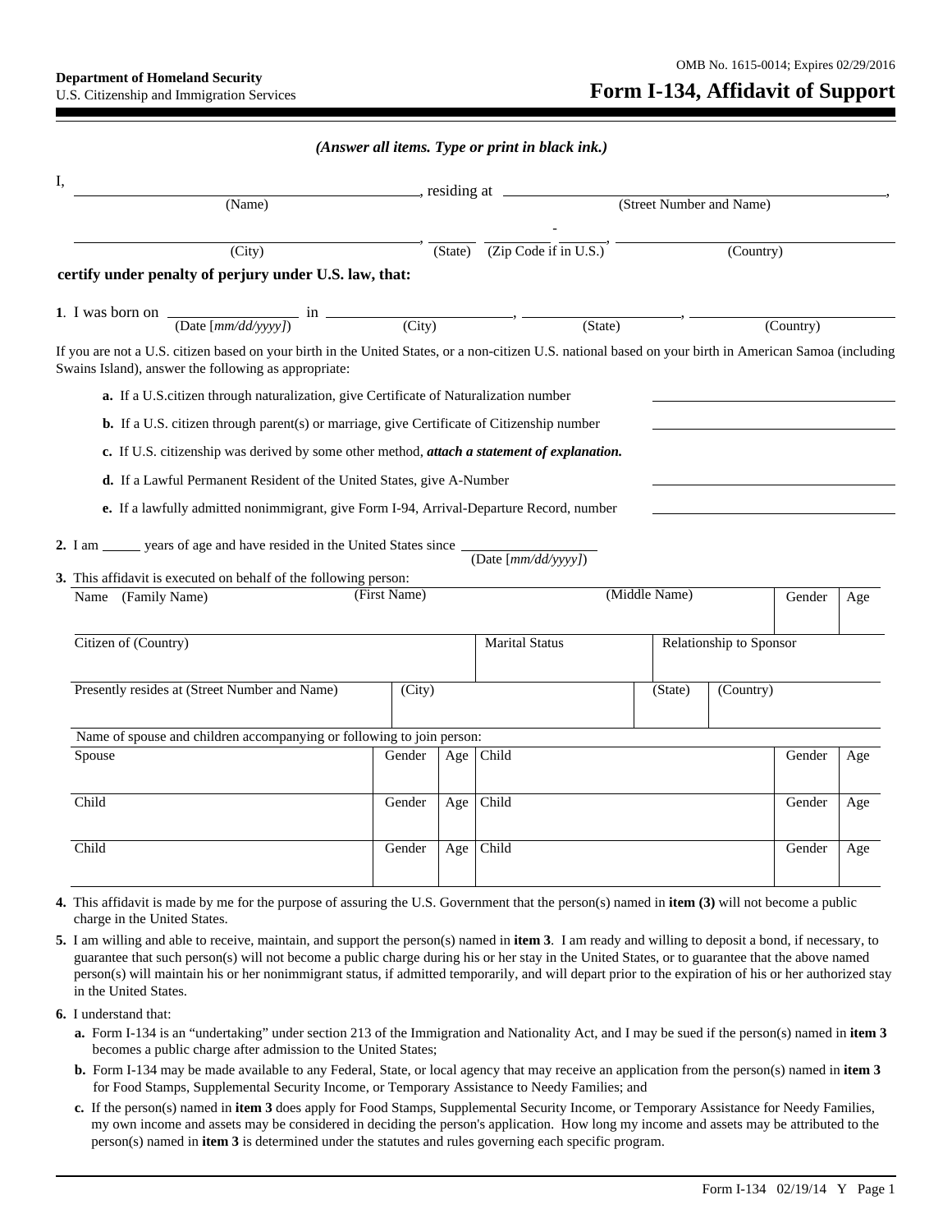Department of Homeland Security
U.S. Citizenship and Immigration Services

OMB No. 1615-0014; Expires 02/29/2016

# Form I-134, Affidavit of Support

***(Answer all items. Type or print in black ink.)***

I, ______________________ (Name), residing at ______________________ (Street Number and Name),

______________________ (City), ______ (State) ______ - ______ (Zip Code if in U.S.), ______________________ (Country)

**certify under penalty of perjury under U.S. law, that:**

**1**. I was born on __________ (Date [*mm/dd/yyyy]*) in __________ (City), __________ (State), __________ (Country)

If you are not a U.S. citizen based on your birth in the United States, or a non-citizen U.S. national based on your birth in American Samoa (including Swains Island), answer the following as appropriate:

**a.** If a U.S.citizen through naturalization, give Certificate of Naturalization number ______________________

**b.** If a U.S. citizen through parent(s) or marriage, give Certificate of Citizenship number ______________________

**c.** If U.S. citizenship was derived by some other method, ***attach a statement of explanation.***

**d.** If a Lawful Permanent Resident of the United States, give A-Number ______________________

**e.** If a lawfully admitted nonimmigrant, give Form I-94, Arrival-Departure Record, number ______________________

**2.** I am ______ years of age and have resided in the United States since __________ (Date [*mm/dd/yyyy]*)

**3.** This affidavit is executed on behalf of the following person:

| Name (Family Name) | (First Name) | (Middle Name) | Gender | Age |
|---|---|---|---|---|
| | | | | |

| Citizen of (Country) | Marital Status | Relationship to Sponsor |
|---|---|---|
| | | |

| Presently resides at (Street Number and Name) | (City) | (State) | (Country) |
|---|---|---|---|
| | | | |

Name of spouse and children accompanying or following to join person:

| | Gender | Age | | Gender | Age |
|---|---|---|---|---|---|
| Spouse | | | Child | | |
| Child | | | Child | | |
| Child | | | Child | | |

**4.** This affidavit is made by me for the purpose of assuring the U.S. Government that the person(s) named in **item (3)** will not become a public charge in the United States.

**5.** I am willing and able to receive, maintain, and support the person(s) named in **item 3**. I am ready and willing to deposit a bond, if necessary, to guarantee that such person(s) will not become a public charge during his or her stay in the United States, or to guarantee that the above named person(s) will maintain his or her nonimmigrant status, if admitted temporarily, and will depart prior to the expiration of his or her authorized stay in the United States.

**6.** I understand that:

**a.** Form I-134 is an "undertaking" under section 213 of the Immigration and Nationality Act, and I may be sued if the person(s) named in **item 3** becomes a public charge after admission to the United States;

**b.** Form I-134 may be made available to any Federal, State, or local agency that may receive an application from the person(s) named in **item 3** for Food Stamps, Supplemental Security Income, or Temporary Assistance to Needy Families; and

**c.** If the person(s) named in **item 3** does apply for Food Stamps, Supplemental Security Income, or Temporary Assistance for Needy Families, my own income and assets may be considered in deciding the person's application. How long my income and assets may be attributed to the person(s) named in **item 3** is determined under the statutes and rules governing each specific program.

Form I-134 02/19/14 Y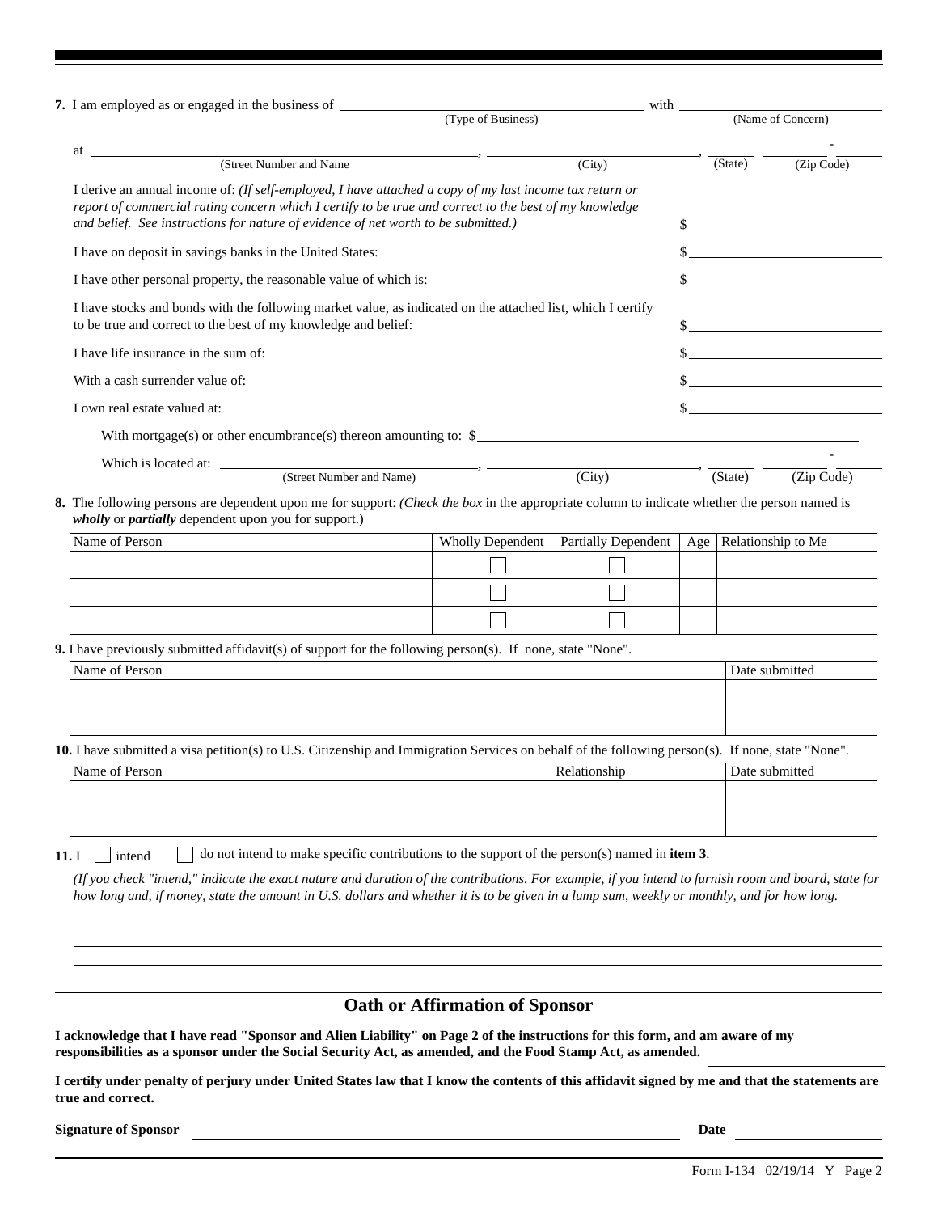**7.** I am employed as or engaged in the business of \_\_\_\_\_\_\_\_\_\_\_\_\_\_\_\_\_\_\_\_ (Type of Business) with \_\_\_\_\_\_\_\_\_\_\_\_\_\_\_\_\_\_\_\_ (Name of Concern)

at \_\_\_\_\_\_\_\_\_\_\_\_\_\_\_\_\_\_\_\_ (Street Number and Name), \_\_\_\_\_\_\_\_\_\_ (City), \_\_\_\_\_ (State) \_\_\_\_\_ - \_\_\_\_\_ (Zip Code)

I derive an annual income of: *(If self-employed, I have attached a copy of my last income tax return or report of commercial rating concern which I certify to be true and correct to the best of my knowledge and belief. See instructions for nature of evidence of net worth to be submitted.)* $\_\_\_\_\_\_\_\_\_\_

I have on deposit in savings banks in the United States: $\_\_\_\_\_\_\_\_\_\_

I have other personal property, the reasonable value of which is: $\_\_\_\_\_\_\_\_\_\_

I have stocks and bonds with the following market value, as indicated on the attached list, which I certify to be true and correct to the best of my knowledge and belief: $\_\_\_\_\_\_\_\_\_\_

I have life insurance in the sum of: $\_\_\_\_\_\_\_\_\_\_

With a cash surrender value of: $\_\_\_\_\_\_\_\_\_\_

I own real estate valued at: $\_\_\_\_\_\_\_\_\_\_

With mortgage(s) or other encumbrance(s) thereon amounting to: $\_\_\_\_\_\_\_\_\_\_

Which is located at: \_\_\_\_\_\_\_\_\_\_\_\_\_\_\_\_\_\_\_\_ (Street Number and Name), \_\_\_\_\_\_\_\_\_\_ (City), \_\_\_\_\_ (State) \_\_\_\_\_ - \_\_\_\_\_ (Zip Code)

**8.** The following persons are dependent upon me for support: *(Check the box* in the appropriate column to indicate whether the person named is ***wholly*** or ***partially*** dependent upon you for support.)

| Name of Person | Wholly Dependent | Partially Dependent | Age | Relationship to Me |
|---|---|---|---|---|
| | ☐ | ☐ | | |
| | ☐ | ☐ | | |
| | ☐ | ☐ | | |

**9.** I have previously submitted affidavit(s) of support for the following person(s). If none, state "None".

| Name of Person | Date submitted |
|---|---|
| | |
| | |

**10.** I have submitted a visa petition(s) to U.S. Citizenship and Immigration Services on behalf of the following person(s). If none, state "None".

| Name of Person | Relationship | Date submitted |
|---|---|---|
| | | |
| | | |

**11.** I ☐ intend ☐ do not intend to make specific contributions to the support of the person(s) named in **item 3**.

*(If you check "intend," indicate the exact nature and duration of the contributions. For example, if you intend to furnish room and board, state for how long and, if money, state the amount in U.S. dollars and whether it is to be given in a lump sum, weekly or monthly, and for how long.*

\_\_\_\_\_\_\_\_\_\_\_\_\_\_\_\_\_\_\_\_

\_\_\_\_\_\_\_\_\_\_\_\_\_\_\_\_\_\_\_\_

\_\_\_\_\_\_\_\_\_\_\_\_\_\_\_\_\_\_\_\_

## Oath or Affirmation of Sponsor

**I acknowledge that I have read "Sponsor and Alien Liability" on Page 2 of the instructions for this form, and am aware of my responsibilities as a sponsor under the Social Security Act, as amended, and the Food Stamp Act, as amended.** \_\_\_\_\_\_\_\_\_\_

**I certify under penalty of perjury under United States law that I know the contents of this affidavit signed by me and that the statements are true and correct.**

**Signature of Sponsor** \_\_\_\_\_\_\_\_\_\_\_\_\_\_\_\_\_\_\_\_ **Date** \_\_\_\_\_\_\_\_\_\_

Form I-134 02/19/14 Y